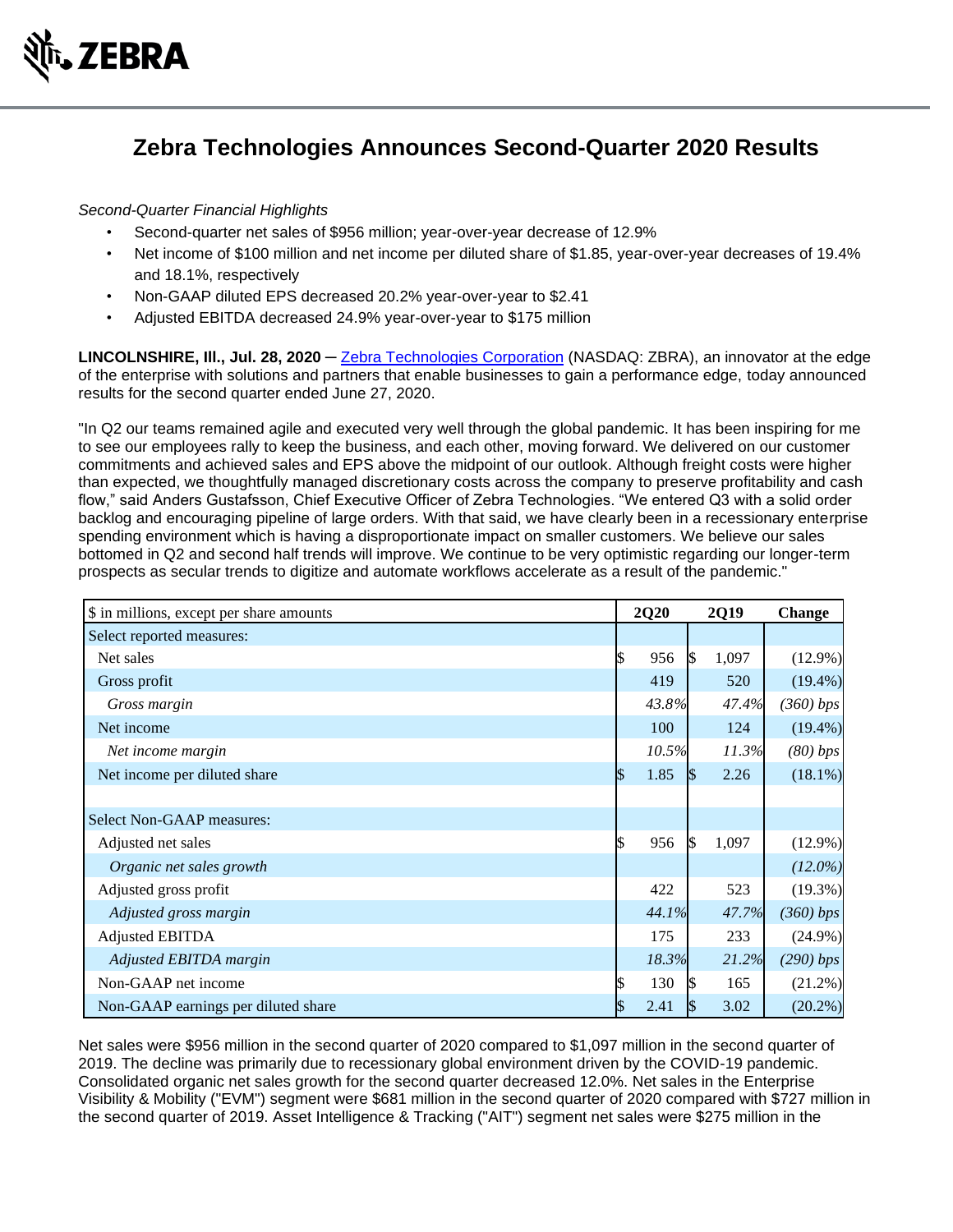ZEBRA

# Zebra Technologies Announces Second-Quarter 2020 Results

*Second-Quarter Financial Highlights*

- Second-quarter net sales of $956 million; year-over-year decrease of 12.9%
- Net income of $100 million and net income per diluted share of $1.85, year-over-year decreases of 19.4% and 18.1%, respectively
- Non-GAAP diluted EPS decreased 20.2% year-over-year to $2.41
- Adjusted EBITDA decreased 24.9% year-over-year to $175 million

**LINCOLNSHIRE, Ill., Jul. 28, 2020** – Zebra Technologies Corporation (NASDAQ: ZBRA), an innovator at the edge of the enterprise with solutions and partners that enable businesses to gain a performance edge, today announced results for the second quarter ended June 27, 2020.

"In Q2 our teams remained agile and executed very well through the global pandemic. It has been inspiring for me to see our employees rally to keep the business, and each other, moving forward. We delivered on our customer commitments and achieved sales and EPS above the midpoint of our outlook. Although freight costs were higher than expected, we thoughtfully managed discretionary costs across the company to preserve profitability and cash flow," said Anders Gustafsson, Chief Executive Officer of Zebra Technologies. "We entered Q3 with a solid order backlog and encouraging pipeline of large orders. With that said, we have clearly been in a recessionary enterprise spending environment which is having a disproportionate impact on smaller customers. We believe our sales bottomed in Q2 and second half trends will improve. We continue to be very optimistic regarding our longer-term prospects as secular trends to digitize and automate workflows accelerate as a result of the pandemic."

| $ in millions, except per share amounts | 2Q20 | 2Q19 | Change |
|---|---|---|---|
| Select reported measures: | | | |
| Net sales | $ 956 | $ 1,097 | (12.9%) |
| Gross profit | 419 | 520 | (19.4%) |
| *Gross margin* | *43.8%* | *47.4%* | *(360) bps* |
| Net income | 100 | 124 | (19.4%) |
| *Net income margin* | *10.5%* | *11.3%* | *(80) bps* |
| Net income per diluted share | $ 1.85 | $ 2.26 | (18.1%) |
| | | | |
| Select Non-GAAP measures: | | | |
| Adjusted net sales | $ 956 | $ 1,097 | (12.9%) |
| *Organic net sales growth* | | | *(12.0%)* |
| Adjusted gross profit | 422 | 523 | (19.3%) |
| *Adjusted gross margin* | *44.1%* | *47.7%* | *(360) bps* |
| Adjusted EBITDA | 175 | 233 | (24.9%) |
| *Adjusted EBITDA margin* | *18.3%* | *21.2%* | *(290) bps* |
| Non-GAAP net income | $ 130 | $ 165 | (21.2%) |
| Non-GAAP earnings per diluted share | $ 2.41 | $ 3.02 | (20.2%) |

Net sales were $956 million in the second quarter of 2020 compared to $1,097 million in the second quarter of 2019. The decline was primarily due to recessionary global environment driven by the COVID-19 pandemic. Consolidated organic net sales growth for the second quarter decreased 12.0%. Net sales in the Enterprise Visibility & Mobility ("EVM") segment were $681 million in the second quarter of 2020 compared with $727 million in the second quarter of 2019. Asset Intelligence & Tracking ("AIT") segment net sales were $275 million in the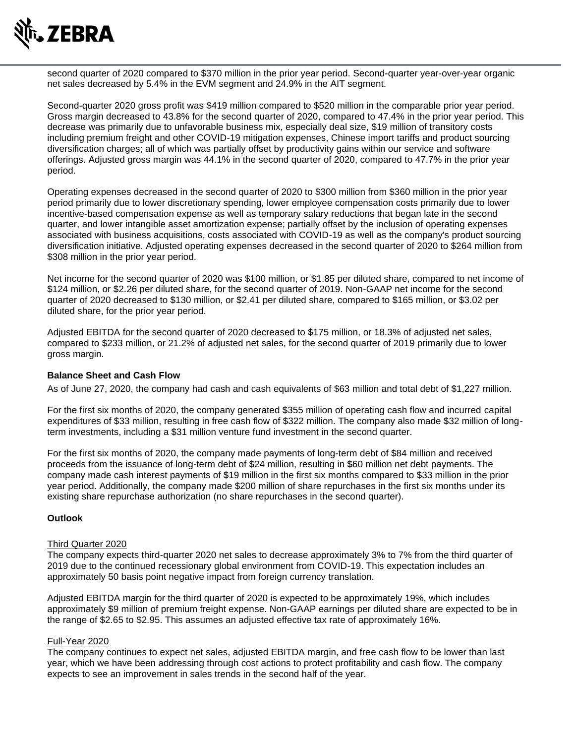second quarter of 2020 compared to $370 million in the prior year period. Second-quarter year-over-year organic net sales decreased by 5.4% in the EVM segment and 24.9% in the AIT segment.

Second-quarter 2020 gross profit was $419 million compared to $520 million in the comparable prior year period. Gross margin decreased to 43.8% for the second quarter of 2020, compared to 47.4% in the prior year period. This decrease was primarily due to unfavorable business mix, especially deal size, $19 million of transitory costs including premium freight and other COVID-19 mitigation expenses, Chinese import tariffs and product sourcing diversification charges; all of which was partially offset by productivity gains within our service and software offerings. Adjusted gross margin was 44.1% in the second quarter of 2020, compared to 47.7% in the prior year period.

Operating expenses decreased in the second quarter of 2020 to $300 million from $360 million in the prior year period primarily due to lower discretionary spending, lower employee compensation costs primarily due to lower incentive-based compensation expense as well as temporary salary reductions that began late in the second quarter, and lower intangible asset amortization expense; partially offset by the inclusion of operating expenses associated with business acquisitions, costs associated with COVID-19 as well as the company's product sourcing diversification initiative. Adjusted operating expenses decreased in the second quarter of 2020 to $264 million from $308 million in the prior year period.

Net income for the second quarter of 2020 was $100 million, or $1.85 per diluted share, compared to net income of $124 million, or $2.26 per diluted share, for the second quarter of 2019. Non-GAAP net income for the second quarter of 2020 decreased to $130 million, or $2.41 per diluted share, compared to $165 million, or $3.02 per diluted share, for the prior year period.

Adjusted EBITDA for the second quarter of 2020 decreased to $175 million, or 18.3% of adjusted net sales, compared to $233 million, or 21.2% of adjusted net sales, for the second quarter of 2019 primarily due to lower gross margin.

**Balance Sheet and Cash Flow**

As of June 27, 2020, the company had cash and cash equivalents of $63 million and total debt of $1,227 million.

For the first six months of 2020, the company generated $355 million of operating cash flow and incurred capital expenditures of $33 million, resulting in free cash flow of $322 million. The company also made $32 million of long-term investments, including a $31 million venture fund investment in the second quarter.

For the first six months of 2020, the company made payments of long-term debt of $84 million and received proceeds from the issuance of long-term debt of $24 million, resulting in $60 million net debt payments. The company made cash interest payments of $19 million in the first six months compared to $33 million in the prior year period. Additionally, the company made $200 million of share repurchases in the first six months under its existing share repurchase authorization (no share repurchases in the second quarter).

**Outlook**

Third Quarter 2020

The company expects third-quarter 2020 net sales to decrease approximately 3% to 7% from the third quarter of 2019 due to the continued recessionary global environment from COVID-19. This expectation includes an approximately 50 basis point negative impact from foreign currency translation.

Adjusted EBITDA margin for the third quarter of 2020 is expected to be approximately 19%, which includes approximately $9 million of premium freight expense. Non-GAAP earnings per diluted share are expected to be in the range of $2.65 to $2.95. This assumes an adjusted effective tax rate of approximately 16%.

Full-Year 2020

The company continues to expect net sales, adjusted EBITDA margin, and free cash flow to be lower than last year, which we have been addressing through cost actions to protect profitability and cash flow. The company expects to see an improvement in sales trends in the second half of the year.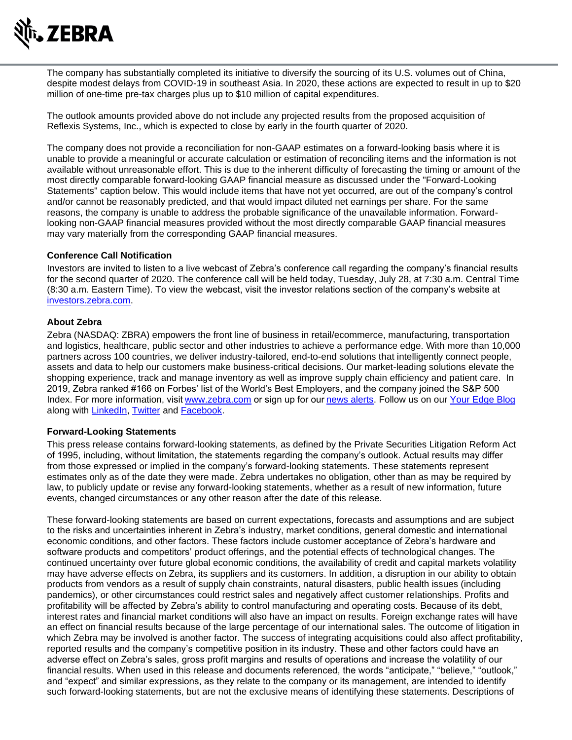The company has substantially completed its initiative to diversify the sourcing of its U.S. volumes out of China, despite modest delays from COVID-19 in southeast Asia. In 2020, these actions are expected to result in up to $20 million of one-time pre-tax charges plus up to $10 million of capital expenditures.

The outlook amounts provided above do not include any projected results from the proposed acquisition of Reflexis Systems, Inc., which is expected to close by early in the fourth quarter of 2020.

The company does not provide a reconciliation for non-GAAP estimates on a forward-looking basis where it is unable to provide a meaningful or accurate calculation or estimation of reconciling items and the information is not available without unreasonable effort. This is due to the inherent difficulty of forecasting the timing or amount of the most directly comparable forward-looking GAAP financial measure as discussed under the "Forward-Looking Statements" caption below. This would include items that have not yet occurred, are out of the company's control and/or cannot be reasonably predicted, and that would impact diluted net earnings per share. For the same reasons, the company is unable to address the probable significance of the unavailable information. Forward-looking non-GAAP financial measures provided without the most directly comparable GAAP financial measures may vary materially from the corresponding GAAP financial measures.

**Conference Call Notification**

Investors are invited to listen to a live webcast of Zebra's conference call regarding the company's financial results for the second quarter of 2020. The conference call will be held today, Tuesday, July 28, at 7:30 a.m. Central Time (8:30 a.m. Eastern Time). To view the webcast, visit the investor relations section of the company's website at investors.zebra.com.

**About Zebra**

Zebra (NASDAQ: ZBRA) empowers the front line of business in retail/ecommerce, manufacturing, transportation and logistics, healthcare, public sector and other industries to achieve a performance edge. With more than 10,000 partners across 100 countries, we deliver industry-tailored, end-to-end solutions that intelligently connect people, assets and data to help our customers make business-critical decisions. Our market-leading solutions elevate the shopping experience, track and manage inventory as well as improve supply chain efficiency and patient care. In 2019, Zebra ranked #166 on Forbes' list of the World's Best Employers, and the company joined the S&P 500 Index. For more information, visit www.zebra.com or sign up for our news alerts. Follow us on our Your Edge Blog along with LinkedIn, Twitter and Facebook.

**Forward-Looking Statements**

This press release contains forward-looking statements, as defined by the Private Securities Litigation Reform Act of 1995, including, without limitation, the statements regarding the company's outlook. Actual results may differ from those expressed or implied in the company's forward-looking statements. These statements represent estimates only as of the date they were made. Zebra undertakes no obligation, other than as may be required by law, to publicly update or revise any forward-looking statements, whether as a result of new information, future events, changed circumstances or any other reason after the date of this release.

These forward-looking statements are based on current expectations, forecasts and assumptions and are subject to the risks and uncertainties inherent in Zebra's industry, market conditions, general domestic and international economic conditions, and other factors. These factors include customer acceptance of Zebra's hardware and software products and competitors' product offerings, and the potential effects of technological changes. The continued uncertainty over future global economic conditions, the availability of credit and capital markets volatility may have adverse effects on Zebra, its suppliers and its customers. In addition, a disruption in our ability to obtain products from vendors as a result of supply chain constraints, natural disasters, public health issues (including pandemics), or other circumstances could restrict sales and negatively affect customer relationships. Profits and profitability will be affected by Zebra's ability to control manufacturing and operating costs. Because of its debt, interest rates and financial market conditions will also have an impact on results. Foreign exchange rates will have an effect on financial results because of the large percentage of our international sales. The outcome of litigation in which Zebra may be involved is another factor. The success of integrating acquisitions could also affect profitability, reported results and the company's competitive position in its industry. These and other factors could have an adverse effect on Zebra's sales, gross profit margins and results of operations and increase the volatility of our financial results. When used in this release and documents referenced, the words "anticipate," "believe," "outlook," and "expect" and similar expressions, as they relate to the company or its management, are intended to identify such forward-looking statements, but are not the exclusive means of identifying these statements. Descriptions of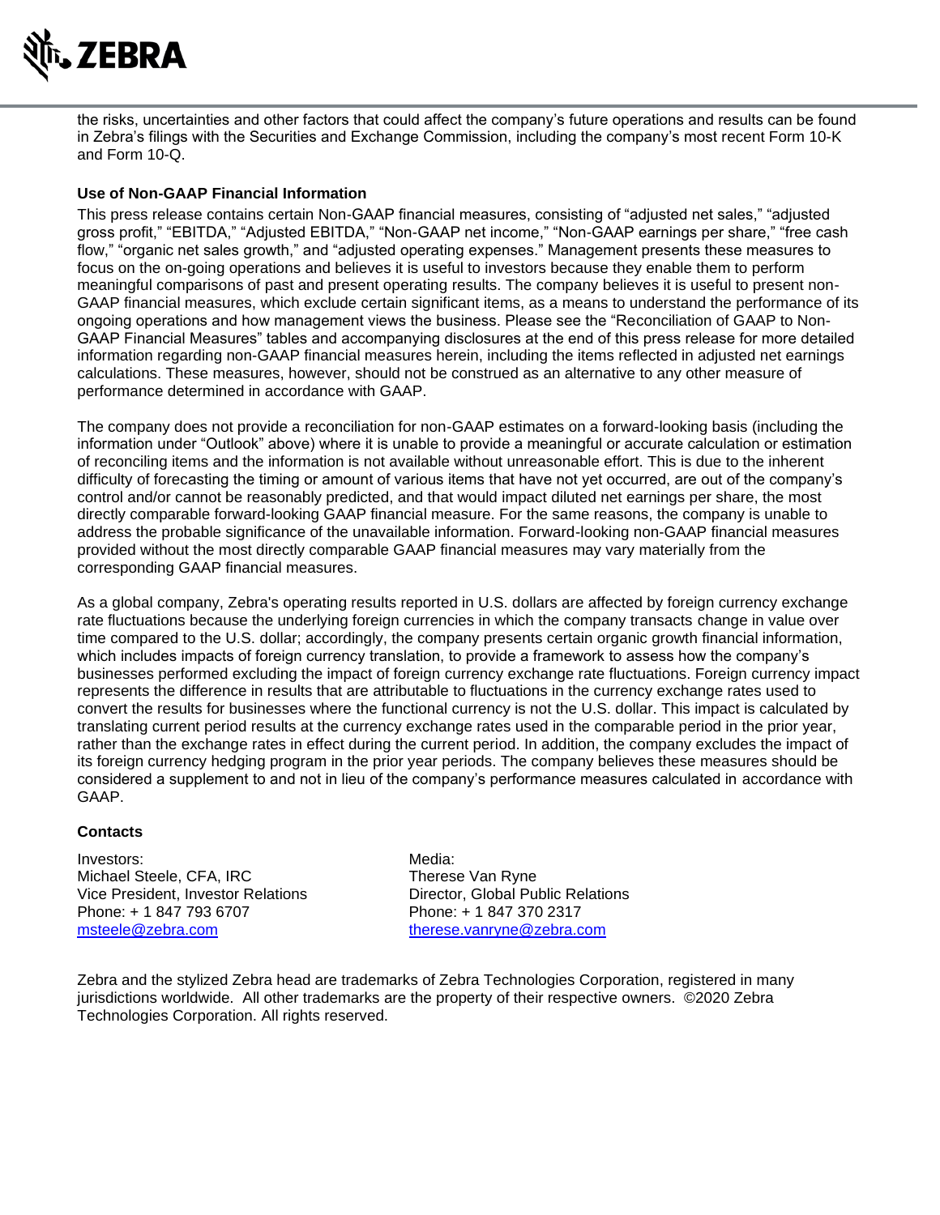the risks, uncertainties and other factors that could affect the company's future operations and results can be found in Zebra's filings with the Securities and Exchange Commission, including the company's most recent Form 10-K and Form 10-Q.

### Use of Non-GAAP Financial Information

This press release contains certain Non-GAAP financial measures, consisting of "adjusted net sales," "adjusted gross profit," "EBITDA," "Adjusted EBITDA," "Non-GAAP net income," "Non-GAAP earnings per share," "free cash flow," "organic net sales growth," and "adjusted operating expenses." Management presents these measures to focus on the on-going operations and believes it is useful to investors because they enable them to perform meaningful comparisons of past and present operating results. The company believes it is useful to present non-GAAP financial measures, which exclude certain significant items, as a means to understand the performance of its ongoing operations and how management views the business. Please see the "Reconciliation of GAAP to Non-GAAP Financial Measures" tables and accompanying disclosures at the end of this press release for more detailed information regarding non-GAAP financial measures herein, including the items reflected in adjusted net earnings calculations. These measures, however, should not be construed as an alternative to any other measure of performance determined in accordance with GAAP.

The company does not provide a reconciliation for non-GAAP estimates on a forward-looking basis (including the information under "Outlook" above) where it is unable to provide a meaningful or accurate calculation or estimation of reconciling items and the information is not available without unreasonable effort. This is due to the inherent difficulty of forecasting the timing or amount of various items that have not yet occurred, are out of the company's control and/or cannot be reasonably predicted, and that would impact diluted net earnings per share, the most directly comparable forward-looking GAAP financial measure. For the same reasons, the company is unable to address the probable significance of the unavailable information. Forward-looking non-GAAP financial measures provided without the most directly comparable GAAP financial measures may vary materially from the corresponding GAAP financial measures.

As a global company, Zebra's operating results reported in U.S. dollars are affected by foreign currency exchange rate fluctuations because the underlying foreign currencies in which the company transacts change in value over time compared to the U.S. dollar; accordingly, the company presents certain organic growth financial information, which includes impacts of foreign currency translation, to provide a framework to assess how the company's businesses performed excluding the impact of foreign currency exchange rate fluctuations. Foreign currency impact represents the difference in results that are attributable to fluctuations in the currency exchange rates used to convert the results for businesses where the functional currency is not the U.S. dollar. This impact is calculated by translating current period results at the currency exchange rates used in the comparable period in the prior year, rather than the exchange rates in effect during the current period. In addition, the company excludes the impact of its foreign currency hedging program in the prior year periods. The company believes these measures should be considered a supplement to and not in lieu of the company's performance measures calculated in accordance with GAAP.

### Contacts

Investors:
Michael Steele, CFA, IRC
Vice President, Investor Relations
Phone: + 1 847 793 6707
msteele@zebra.com

Media:
Therese Van Ryne
Director, Global Public Relations
Phone: + 1 847 370 2317
therese.vanryne@zebra.com

Zebra and the stylized Zebra head are trademarks of Zebra Technologies Corporation, registered in many jurisdictions worldwide. All other trademarks are the property of their respective owners. ©2020 Zebra Technologies Corporation. All rights reserved.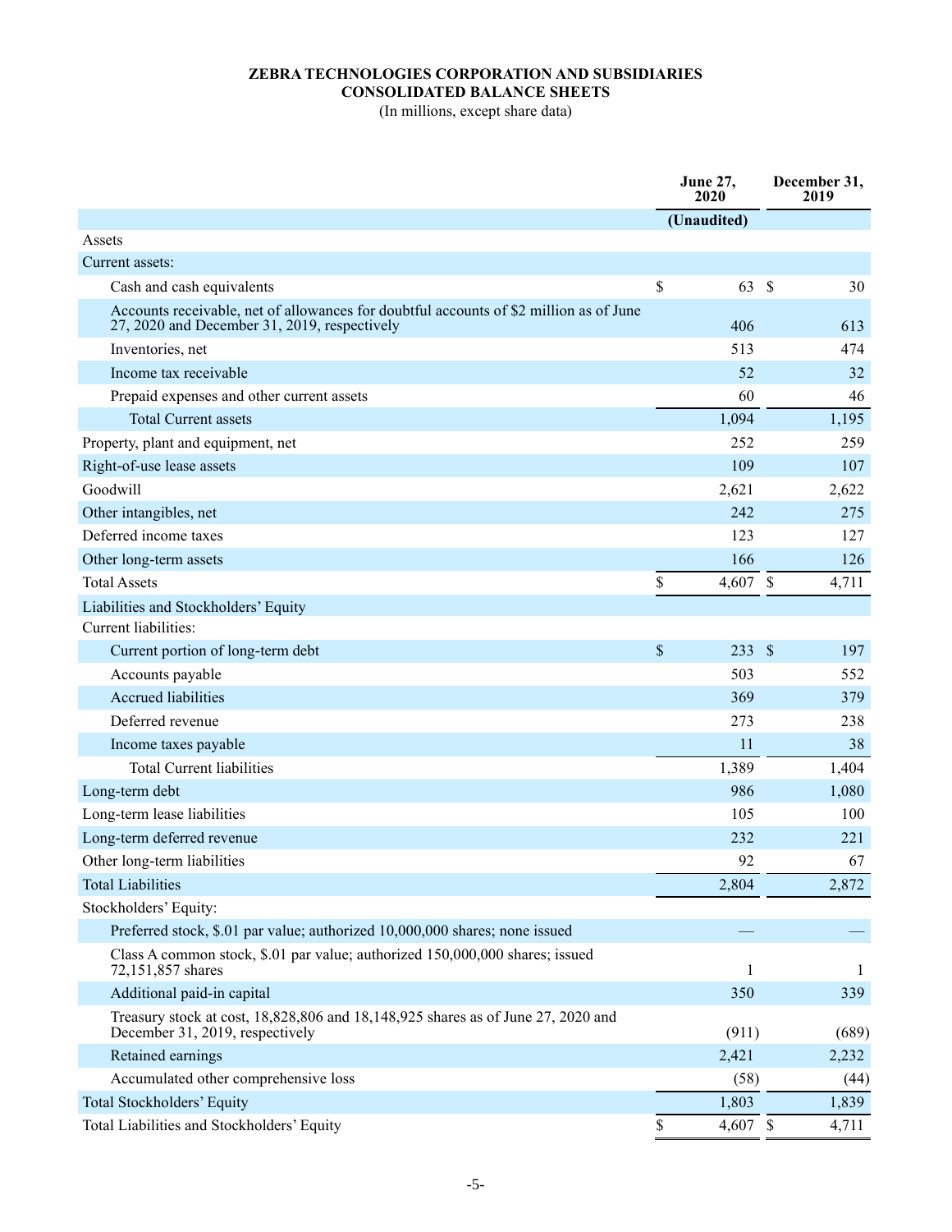# ZEBRA TECHNOLOGIES CORPORATION AND SUBSIDIARIES
## CONSOLIDATED BALANCE SHEETS
(In millions, except share data)

| | June 27, 2020 | December 31, 2019 |
|---|---|---|
| | (Unaudited) | |
| Assets | | |
| Current assets: | | |
| Cash and cash equivalents | $ 63 | $ 30 |
| Accounts receivable, net of allowances for doubtful accounts of $2 million as of June 27, 2020 and December 31, 2019, respectively | 406 | 613 |
| Inventories, net | 513 | 474 |
| Income tax receivable | 52 | 32 |
| Prepaid expenses and other current assets | 60 | 46 |
| Total Current assets | 1,094 | 1,195 |
| Property, plant and equipment, net | 252 | 259 |
| Right-of-use lease assets | 109 | 107 |
| Goodwill | 2,621 | 2,622 |
| Other intangibles, net | 242 | 275 |
| Deferred income taxes | 123 | 127 |
| Other long-term assets | 166 | 126 |
| Total Assets | $ 4,607 | $ 4,711 |
| Liabilities and Stockholders' Equity | | |
| Current liabilities: | | |
| Current portion of long-term debt | $ 233 | $ 197 |
| Accounts payable | 503 | 552 |
| Accrued liabilities | 369 | 379 |
| Deferred revenue | 273 | 238 |
| Income taxes payable | 11 | 38 |
| Total Current liabilities | 1,389 | 1,404 |
| Long-term debt | 986 | 1,080 |
| Long-term lease liabilities | 105 | 100 |
| Long-term deferred revenue | 232 | 221 |
| Other long-term liabilities | 92 | 67 |
| Total Liabilities | 2,804 | 2,872 |
| Stockholders' Equity: | | |
| Preferred stock, $.01 par value; authorized 10,000,000 shares; none issued | — | — |
| Class A common stock, $.01 par value; authorized 150,000,000 shares; issued 72,151,857 shares | 1 | 1 |
| Additional paid-in capital | 350 | 339 |
| Treasury stock at cost, 18,828,806 and 18,148,925 shares as of June 27, 2020 and December 31, 2019, respectively | (911) | (689) |
| Retained earnings | 2,421 | 2,232 |
| Accumulated other comprehensive loss | (58) | (44) |
| Total Stockholders' Equity | 1,803 | 1,839 |
| Total Liabilities and Stockholders' Equity | $ 4,607 | $ 4,711 |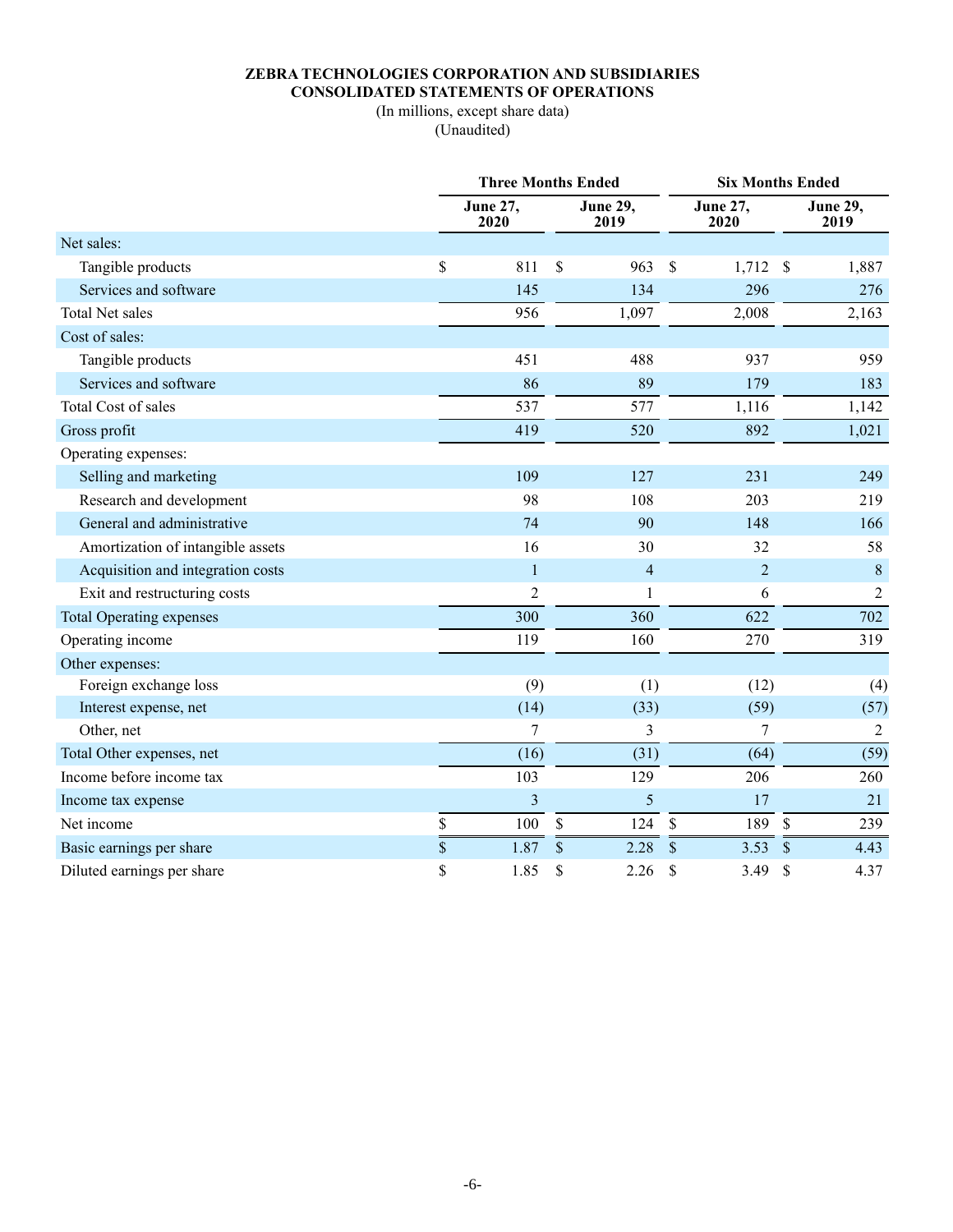**ZEBRA TECHNOLOGIES CORPORATION AND SUBSIDIARIES**
**CONSOLIDATED STATEMENTS OF OPERATIONS**
(In millions, except share data)
(Unaudited)

| | Three Months Ended | | Six Months Ended | |
|---|---|---|---|---|
| | June 27, 2020 | June 29, 2019 | June 27, 2020 | June 29, 2019 |
| Net sales: | | | | |
| Tangible products | $ 811 | $ 963 | $ 1,712 | $ 1,887 |
| Services and software | 145 | 134 | 296 | 276 |
| Total Net sales | 956 | 1,097 | 2,008 | 2,163 |
| Cost of sales: | | | | |
| Tangible products | 451 | 488 | 937 | 959 |
| Services and software | 86 | 89 | 179 | 183 |
| Total Cost of sales | 537 | 577 | 1,116 | 1,142 |
| Gross profit | 419 | 520 | 892 | 1,021 |
| Operating expenses: | | | | |
| Selling and marketing | 109 | 127 | 231 | 249 |
| Research and development | 98 | 108 | 203 | 219 |
| General and administrative | 74 | 90 | 148 | 166 |
| Amortization of intangible assets | 16 | 30 | 32 | 58 |
| Acquisition and integration costs | 1 | 4 | 2 | 8 |
| Exit and restructuring costs | 2 | 1 | 6 | 2 |
| Total Operating expenses | 300 | 360 | 622 | 702 |
| Operating income | 119 | 160 | 270 | 319 |
| Other expenses: | | | | |
| Foreign exchange loss | (9) | (1) | (12) | (4) |
| Interest expense, net | (14) | (33) | (59) | (57) |
| Other, net | 7 | 3 | 7 | 2 |
| Total Other expenses, net | (16) | (31) | (64) | (59) |
| Income before income tax | 103 | 129 | 206 | 260 |
| Income tax expense | 3 | 5 | 17 | 21 |
| Net income | $ 100 | $ 124 | $ 189 | $ 239 |
| Basic earnings per share | $ 1.87 | $ 2.28 | $ 3.53 | $ 4.43 |
| Diluted earnings per share | $ 1.85 | $ 2.26 | $ 3.49 | $ 4.37 |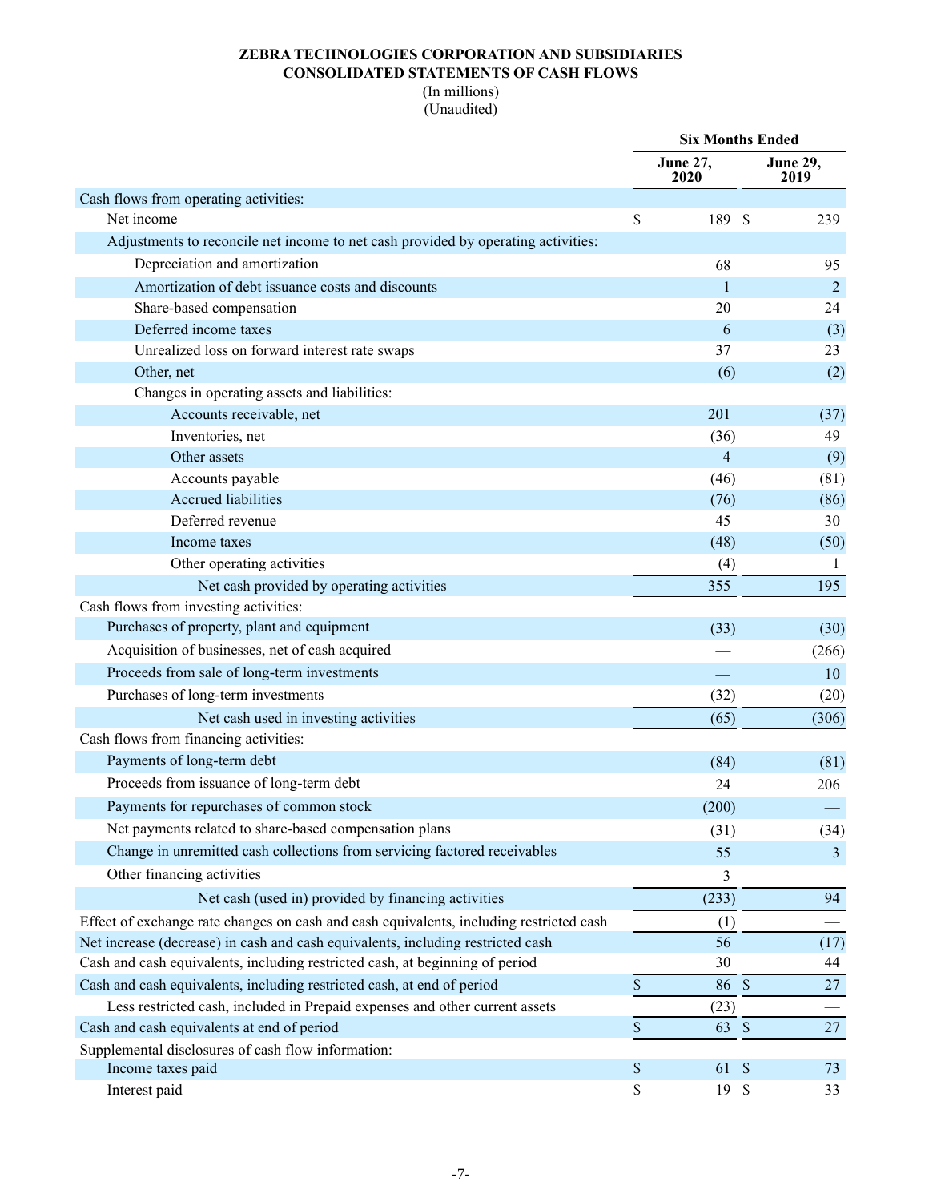**ZEBRA TECHNOLOGIES CORPORATION AND SUBSIDIARIES**
**CONSOLIDATED STATEMENTS OF CASH FLOWS**
(In millions)
(Unaudited)

| | Six Months Ended | |
|---|---|---|
| | **June 27, 2020** | **June 29, 2019** |
| Cash flows from operating activities: | | |
| Net income | $ 189 | $ 239 |
| Adjustments to reconcile net income to net cash provided by operating activities: | | |
| Depreciation and amortization | 68 | 95 |
| Amortization of debt issuance costs and discounts | 1 | 2 |
| Share-based compensation | 20 | 24 |
| Deferred income taxes | 6 | (3) |
| Unrealized loss on forward interest rate swaps | 37 | 23 |
| Other, net | (6) | (2) |
| Changes in operating assets and liabilities: | | |
| Accounts receivable, net | 201 | (37) |
| Inventories, net | (36) | 49 |
| Other assets | 4 | (9) |
| Accounts payable | (46) | (81) |
| Accrued liabilities | (76) | (86) |
| Deferred revenue | 45 | 30 |
| Income taxes | (48) | (50) |
| Other operating activities | (4) | 1 |
| Net cash provided by operating activities | 355 | 195 |
| Cash flows from investing activities: | | |
| Purchases of property, plant and equipment | (33) | (30) |
| Acquisition of businesses, net of cash acquired | — | (266) |
| Proceeds from sale of long-term investments | — | 10 |
| Purchases of long-term investments | (32) | (20) |
| Net cash used in investing activities | (65) | (306) |
| Cash flows from financing activities: | | |
| Payments of long-term debt | (84) | (81) |
| Proceeds from issuance of long-term debt | 24 | 206 |
| Payments for repurchases of common stock | (200) | — |
| Net payments related to share-based compensation plans | (31) | (34) |
| Change in unremitted cash collections from servicing factored receivables | 55 | 3 |
| Other financing activities | 3 | — |
| Net cash (used in) provided by financing activities | (233) | 94 |
| Effect of exchange rate changes on cash and cash equivalents, including restricted cash | (1) | — |
| Net increase (decrease) in cash and cash equivalents, including restricted cash | 56 | (17) |
| Cash and cash equivalents, including restricted cash, at beginning of period | 30 | 44 |
| Cash and cash equivalents, including restricted cash, at end of period | $ 86 | $ 27 |
| Less restricted cash, included in Prepaid expenses and other current assets | (23) | — |
| Cash and cash equivalents at end of period | $ 63 | $ 27 |
| Supplemental disclosures of cash flow information: | | |
| Income taxes paid | $ 61 | $ 73 |
| Interest paid | $ 19 | $ 33 |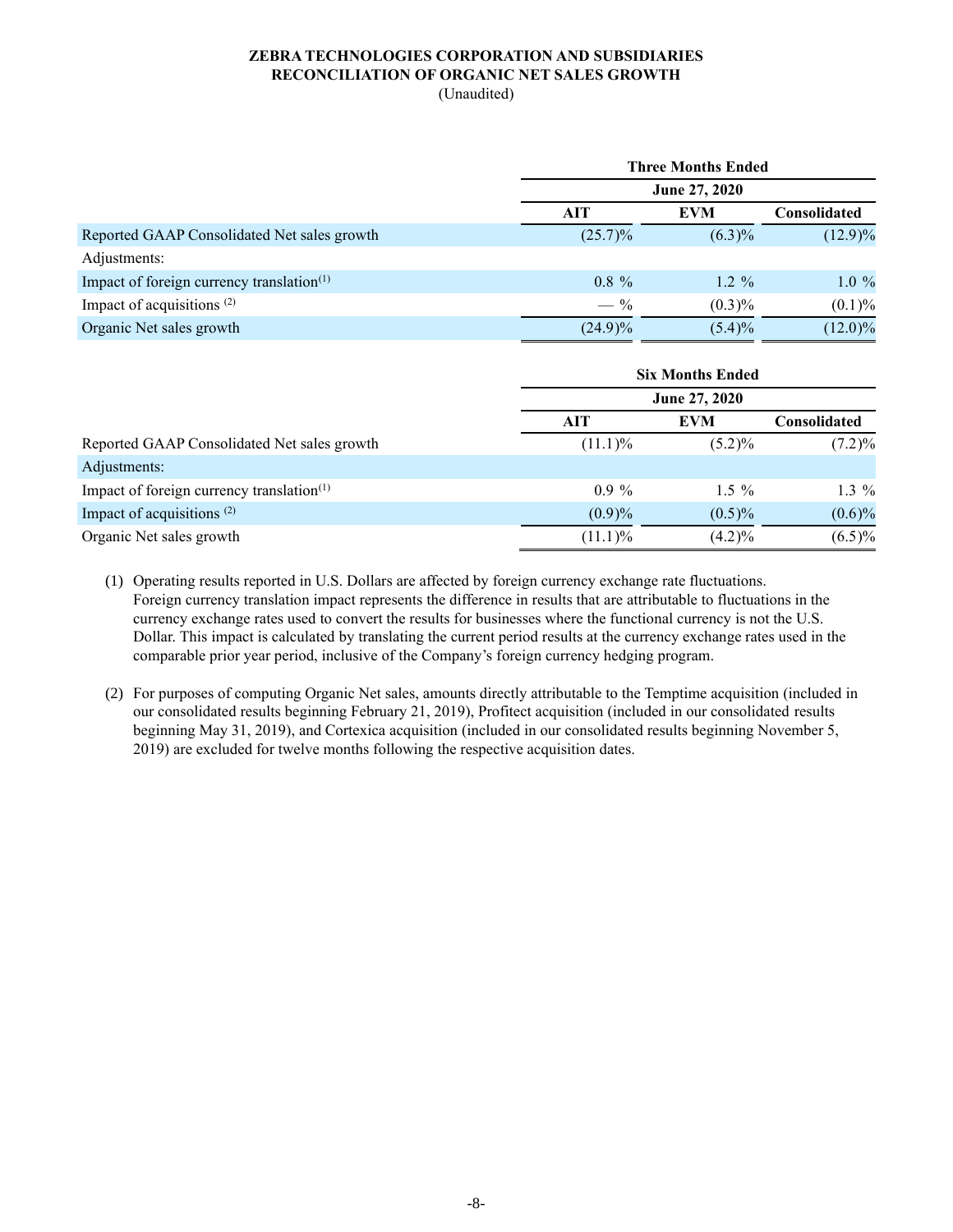**ZEBRA TECHNOLOGIES CORPORATION AND SUBSIDIARIES**
**RECONCILIATION OF ORGANIC NET SALES GROWTH**
(Unaudited)

| | Three Months Ended | | |
|---|---|---|---|
| | June 27, 2020 | | |
| | AIT | EVM | Consolidated |
| Reported GAAP Consolidated Net sales growth | (25.7)% | (6.3)% | (12.9)% |
| Adjustments: | | | |
| Impact of foreign currency translation[(1)] | 0.8 % | 1.2 % | 1.0 % |
| Impact of acquisitions [(2)] | — % | (0.3)% | (0.1)% |
| Organic Net sales growth | (24.9)% | (5.4)% | (12.0)% |

| | Six Months Ended | | |
|---|---|---|---|
| | June 27, 2020 | | |
| | AIT | EVM | Consolidated |
| Reported GAAP Consolidated Net sales growth | (11.1)% | (5.2)% | (7.2)% |
| Adjustments: | | | |
| Impact of foreign currency translation[(1)] | 0.9 % | 1.5 % | 1.3 % |
| Impact of acquisitions [(2)] | (0.9)% | (0.5)% | (0.6)% |
| Organic Net sales growth | (11.1)% | (4.2)% | (6.5)% |

(1) Operating results reported in U.S. Dollars are affected by foreign currency exchange rate fluctuations. Foreign currency translation impact represents the difference in results that are attributable to fluctuations in the currency exchange rates used to convert the results for businesses where the functional currency is not the U.S. Dollar. This impact is calculated by translating the current period results at the currency exchange rates used in the comparable prior year period, inclusive of the Company's foreign currency hedging program.

(2) For purposes of computing Organic Net sales, amounts directly attributable to the Temptime acquisition (included in our consolidated results beginning February 21, 2019), Profitect acquisition (included in our consolidated results beginning May 31, 2019), and Cortexica acquisition (included in our consolidated results beginning November 5, 2019) are excluded for twelve months following the respective acquisition dates.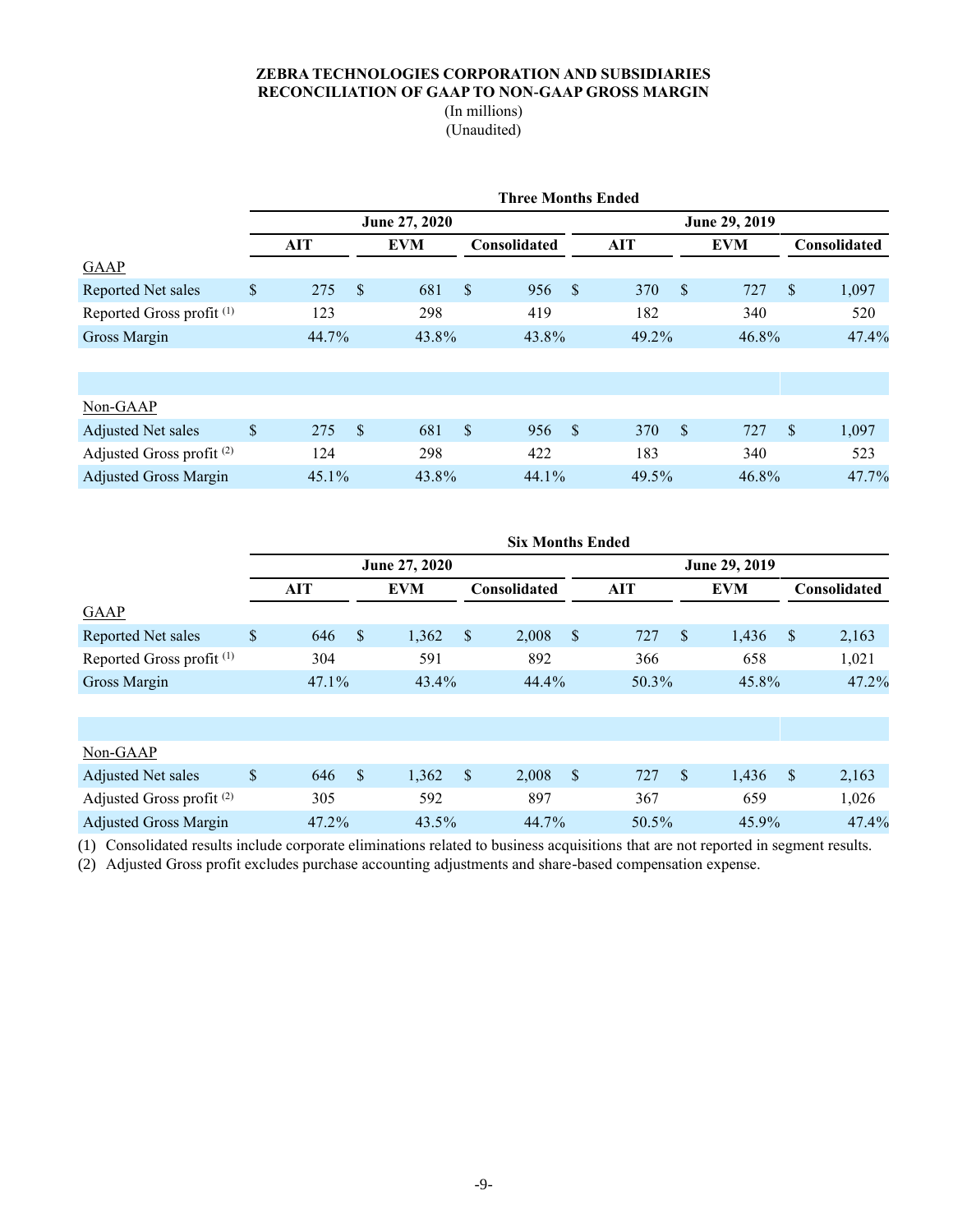**ZEBRA TECHNOLOGIES CORPORATION AND SUBSIDIARIES**
**RECONCILIATION OF GAAP TO NON-GAAP GROSS MARGIN**
(In millions)
(Unaudited)

| | Three Months Ended | | | | | |
|---|---|---|---|---|---|---|
| | June 27, 2020 | | | June 29, 2019 | | |
| | AIT | EVM | Consolidated | AIT | EVM | Consolidated |
| GAAP | | | | | | |
| Reported Net sales | $ 275 | $ 681 | $ 956 | $ 370 | $ 727 | $ 1,097 |
| Reported Gross profit (1) | 123 | 298 | 419 | 182 | 340 | 520 |
| Gross Margin | 44.7% | 43.8% | 43.8% | 49.2% | 46.8% | 47.4% |
| | | | | | | |
| Non-GAAP | | | | | | |
| Adjusted Net sales | $ 275 | $ 681 | $ 956 | $ 370 | $ 727 | $ 1,097 |
| Adjusted Gross profit (2) | 124 | 298 | 422 | 183 | 340 | 523 |
| Adjusted Gross Margin | 45.1% | 43.8% | 44.1% | 49.5% | 46.8% | 47.7% |

| | Six Months Ended | | | | | |
|---|---|---|---|---|---|---|
| | June 27, 2020 | | | June 29, 2019 | | |
| | AIT | EVM | Consolidated | AIT | EVM | Consolidated |
| GAAP | | | | | | |
| Reported Net sales | $ 646 | $ 1,362 | $ 2,008 | $ 727 | $ 1,436 | $ 2,163 |
| Reported Gross profit (1) | 304 | 591 | 892 | 366 | 658 | 1,021 |
| Gross Margin | 47.1% | 43.4% | 44.4% | 50.3% | 45.8% | 47.2% |
| | | | | | | |
| Non-GAAP | | | | | | |
| Adjusted Net sales | $ 646 | $ 1,362 | $ 2,008 | $ 727 | $ 1,436 | $ 2,163 |
| Adjusted Gross profit (2) | 305 | 592 | 897 | 367 | 659 | 1,026 |
| Adjusted Gross Margin | 47.2% | 43.5% | 44.7% | 50.5% | 45.9% | 47.4% |

(1) Consolidated results include corporate eliminations related to business acquisitions that are not reported in segment results.
(2) Adjusted Gross profit excludes purchase accounting adjustments and share-based compensation expense.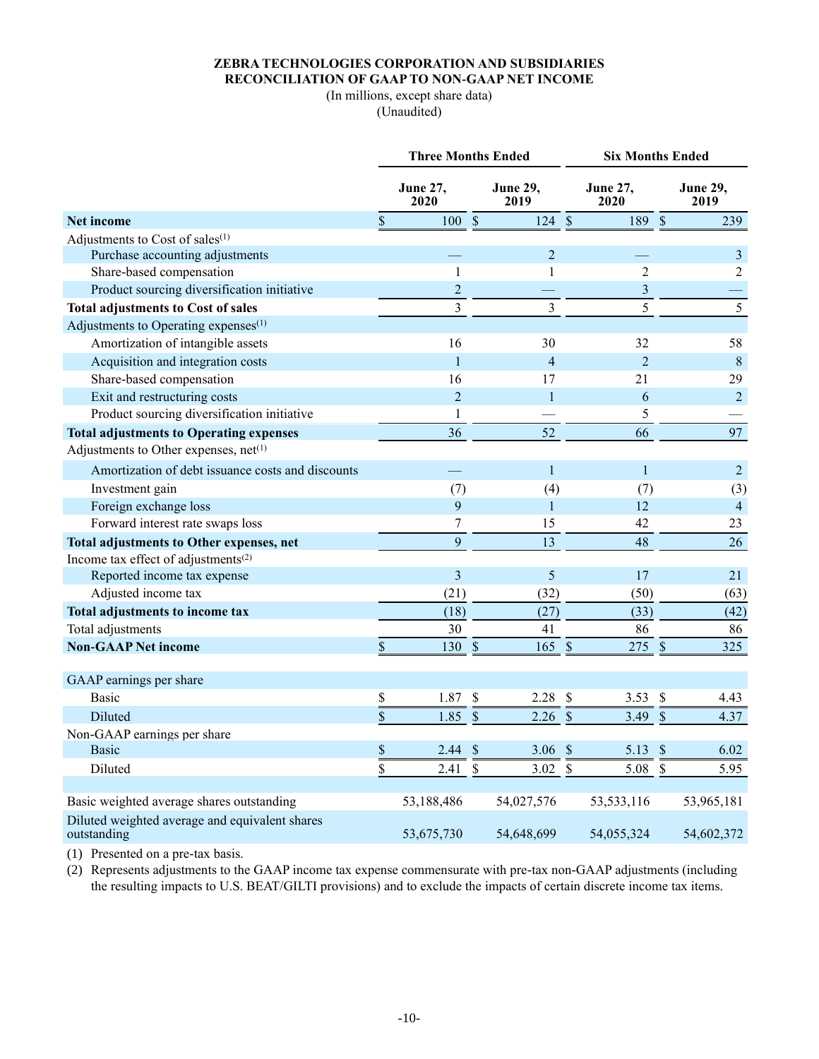**ZEBRA TECHNOLOGIES CORPORATION AND SUBSIDIARIES**
**RECONCILIATION OF GAAP TO NON-GAAP NET INCOME**
(In millions, except share data)
(Unaudited)

| | Three Months Ended | | Six Months Ended | |
|---|---|---|---|---|
| | June 27, 2020 | June 29, 2019 | June 27, 2020 | June 29, 2019 |
| **Net income** | $ 100 | $ 124 | $ 189 | $ 239 |
| Adjustments to Cost of sales[(1)] | | | | |
| Purchase accounting adjustments | — | 2 | — | 3 |
| Share-based compensation | 1 | 1 | 2 | 2 |
| Product sourcing diversification initiative | 2 | — | 3 | — |
| **Total adjustments to Cost of sales** | 3 | 3 | 5 | 5 |
| Adjustments to Operating expenses[(1)] | | | | |
| Amortization of intangible assets | 16 | 30 | 32 | 58 |
| Acquisition and integration costs | 1 | 4 | 2 | 8 |
| Share-based compensation | 16 | 17 | 21 | 29 |
| Exit and restructuring costs | 2 | 1 | 6 | 2 |
| Product sourcing diversification initiative | 1 | — | 5 | — |
| **Total adjustments to Operating expenses** | 36 | 52 | 66 | 97 |
| Adjustments to Other expenses, net[(1)] | | | | |
| Amortization of debt issuance costs and discounts | — | 1 | 1 | 2 |
| Investment gain | (7) | (4) | (7) | (3) |
| Foreign exchange loss | 9 | 1 | 12 | 4 |
| Forward interest rate swaps loss | 7 | 15 | 42 | 23 |
| **Total adjustments to Other expenses, net** | 9 | 13 | 48 | 26 |
| Income tax effect of adjustments[(2)] | | | | |
| Reported income tax expense | 3 | 5 | 17 | 21 |
| Adjusted income tax | (21) | (32) | (50) | (63) |
| **Total adjustments to income tax** | (18) | (27) | (33) | (42) |
| Total adjustments | 30 | 41 | 86 | 86 |
| **Non-GAAP Net income** | $ 130 | $ 165 | $ 275 | $ 325 |
| | | | | |
| GAAP earnings per share | | | | |
| Basic | $ 1.87 | $ 2.28 | $ 3.53 | $ 4.43 |
| Diluted | $ 1.85 | $ 2.26 | $ 3.49 | $ 4.37 |
| Non-GAAP earnings per share | | | | |
| Basic | $ 2.44 | $ 3.06 | $ 5.13 | $ 6.02 |
| Diluted | $ 2.41 | $ 3.02 | $ 5.08 | $ 5.95 |
| | | | | |
| Basic weighted average shares outstanding | 53,188,486 | 54,027,576 | 53,533,116 | 53,965,181 |
| Diluted weighted average and equivalent shares outstanding | 53,675,730 | 54,648,699 | 54,055,324 | 54,602,372 |

(1) Presented on a pre-tax basis.

(2) Represents adjustments to the GAAP income tax expense commensurate with pre-tax non-GAAP adjustments (including the resulting impacts to U.S. BEAT/GILTI provisions) and to exclude the impacts of certain discrete income tax items.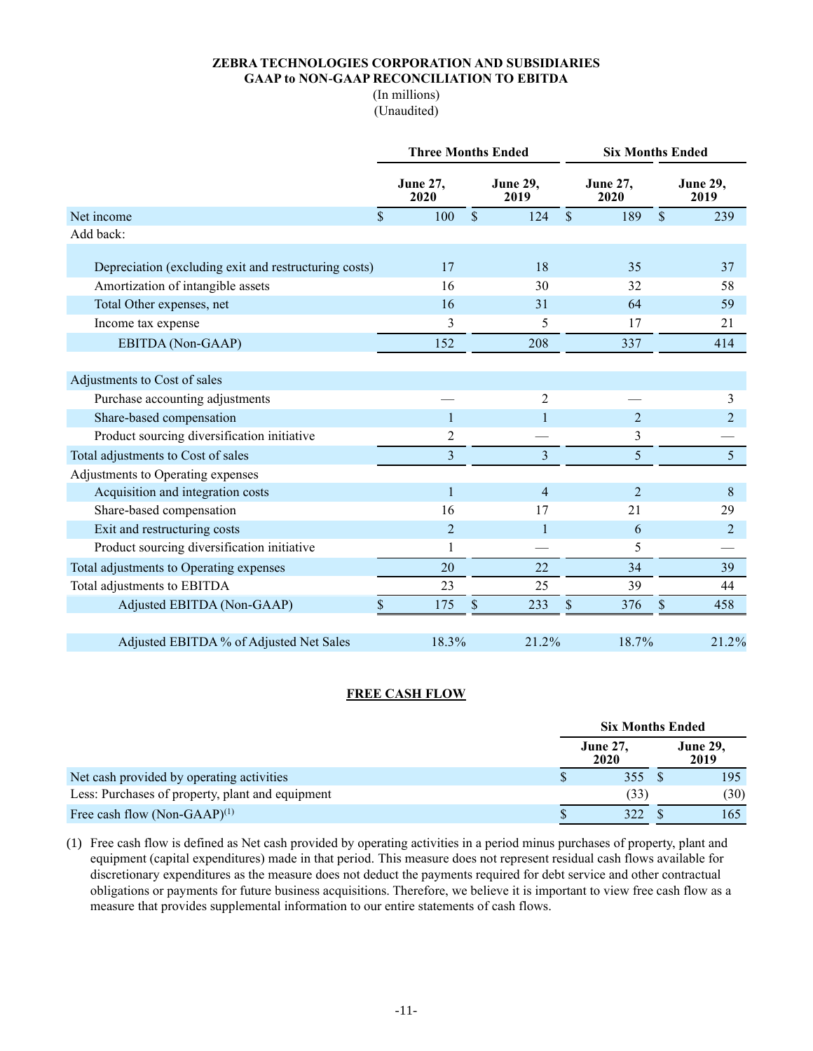**ZEBRA TECHNOLOGIES CORPORATION AND SUBSIDIARIES**
**GAAP to NON-GAAP RECONCILIATION TO EBITDA**
(In millions)
(Unaudited)

| | Three Months Ended | | Six Months Ended | |
|---|---|---|---|---|
| | June 27, 2020 | June 29, 2019 | June 27, 2020 | June 29, 2019 |
| Net income | $ 100 | $ 124 | $ 189 | $ 239 |
| Add back: | | | | |
| Depreciation (excluding exit and restructuring costs) | 17 | 18 | 35 | 37 |
| Amortization of intangible assets | 16 | 30 | 32 | 58 |
| Total Other expenses, net | 16 | 31 | 64 | 59 |
| Income tax expense | 3 | 5 | 17 | 21 |
| EBITDA (Non-GAAP) | 152 | 208 | 337 | 414 |
| Adjustments to Cost of sales | | | | |
| Purchase accounting adjustments | — | 2 | — | 3 |
| Share-based compensation | 1 | 1 | 2 | 2 |
| Product sourcing diversification initiative | 2 | — | 3 | — |
| Total adjustments to Cost of sales | 3 | 3 | 5 | 5 |
| Adjustments to Operating expenses | | | | |
| Acquisition and integration costs | 1 | 4 | 2 | 8 |
| Share-based compensation | 16 | 17 | 21 | 29 |
| Exit and restructuring costs | 2 | 1 | 6 | 2 |
| Product sourcing diversification initiative | 1 | — | 5 | — |
| Total adjustments to Operating expenses | 20 | 22 | 34 | 39 |
| Total adjustments to EBITDA | 23 | 25 | 39 | 44 |
| Adjusted EBITDA (Non-GAAP) | $ 175 | $ 233 | $ 376 | $ 458 |
| Adjusted EBITDA % of Adjusted Net Sales | 18.3% | 21.2% | 18.7% | 21.2% |

**FREE CASH FLOW**

| | Six Months Ended | |
|---|---|---|
| | June 27, 2020 | June 29, 2019 |
| Net cash provided by operating activities | $ 355 | $ 195 |
| Less: Purchases of property, plant and equipment | (33) | (30) |
| Free cash flow (Non-GAAP)(1) | $ 322 | $ 165 |

(1) Free cash flow is defined as Net cash provided by operating activities in a period minus purchases of property, plant and equipment (capital expenditures) made in that period. This measure does not represent residual cash flows available for discretionary expenditures as the measure does not deduct the payments required for debt service and other contractual obligations or payments for future business acquisitions. Therefore, we believe it is important to view free cash flow as a measure that provides supplemental information to our entire statements of cash flows.